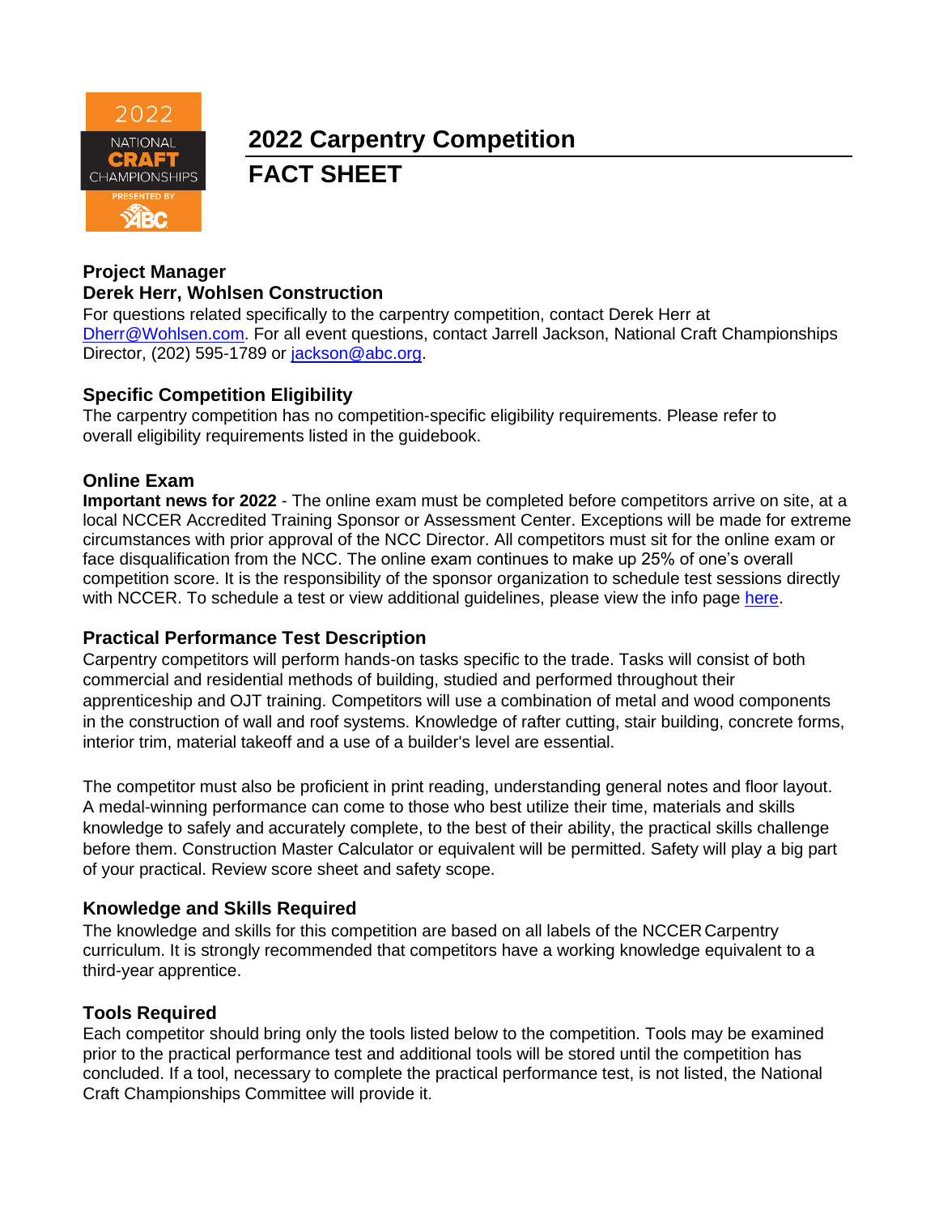# 2022 Carpentry Competition

# FACT SHEET

### Project Manager
### Derek Herr, Wohlsen Construction

For questions related specifically to the carpentry competition, contact Derek Herr at Dherr@Wohlsen.com. For all event questions, contact Jarrell Jackson, National Craft Championships Director, (202) 595-1789 or jackson@abc.org.

### Specific Competition Eligibility

The carpentry competition has no competition-specific eligibility requirements. Please refer to overall eligibility requirements listed in the guidebook.

### Online Exam

**Important news for 2022** - The online exam must be completed before competitors arrive on site, at a local NCCER Accredited Training Sponsor or Assessment Center. Exceptions will be made for extreme circumstances with prior approval of the NCC Director. All competitors must sit for the online exam or face disqualification from the NCC. The online exam continues to make up 25% of one's overall competition score. It is the responsibility of the sponsor organization to schedule test sessions directly with NCCER. To schedule a test or view additional guidelines, please view the info page here.

### Practical Performance Test Description

Carpentry competitors will perform hands-on tasks specific to the trade. Tasks will consist of both commercial and residential methods of building, studied and performed throughout their apprenticeship and OJT training. Competitors will use a combination of metal and wood components in the construction of wall and roof systems. Knowledge of rafter cutting, stair building, concrete forms, interior trim, material takeoff and a use of a builder's level are essential.

The competitor must also be proficient in print reading, understanding general notes and floor layout. A medal-winning performance can come to those who best utilize their time, materials and skills knowledge to safely and accurately complete, to the best of their ability, the practical skills challenge before them. Construction Master Calculator or equivalent will be permitted. Safety will play a big part of your practical. Review score sheet and safety scope.

### Knowledge and Skills Required

The knowledge and skills for this competition are based on all labels of the NCCER Carpentry curriculum. It is strongly recommended that competitors have a working knowledge equivalent to a third-year apprentice.

### Tools Required

Each competitor should bring only the tools listed below to the competition. Tools may be examined prior to the practical performance test and additional tools will be stored until the competition has concluded. If a tool, necessary to complete the practical performance test, is not listed, the National Craft Championships Committee will provide it.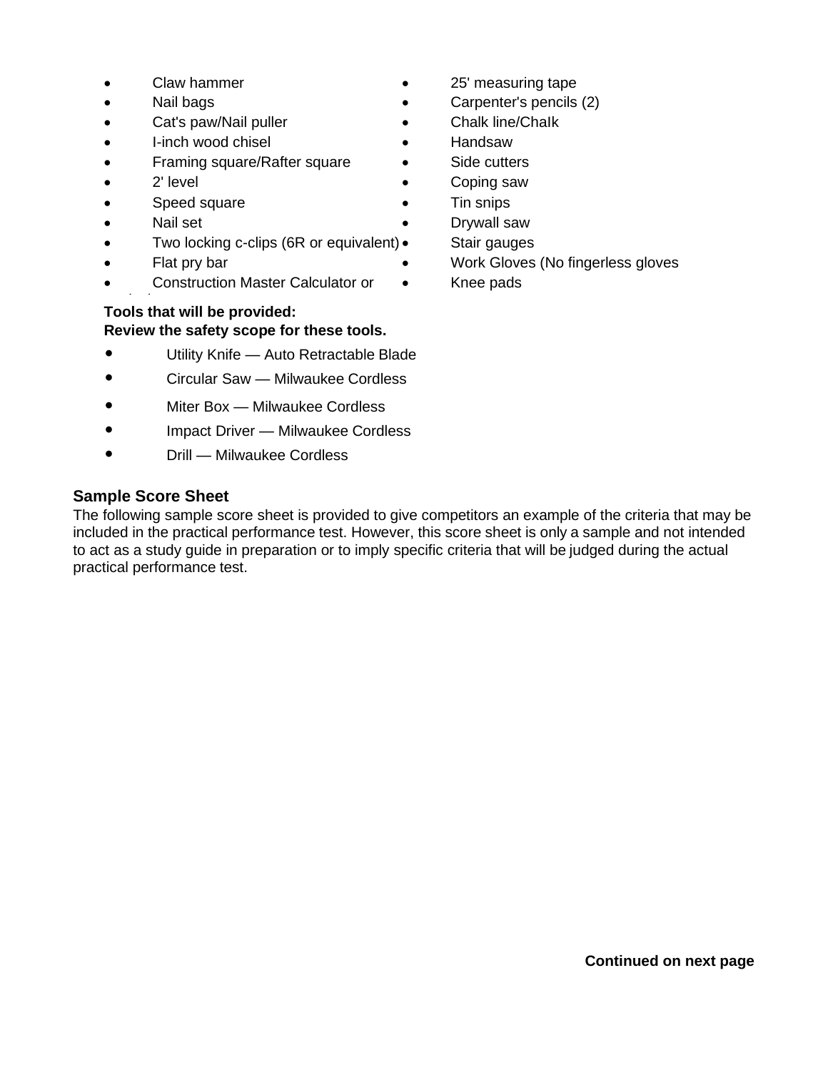- Claw hammer
- Nail bags
- Cat's paw/Nail puller
- I-inch wood chisel
- Framing square/Rafter square
- 2' level
- Speed square
- Nail set
- Two locking c-clips (6R or equivalent)
- Flat pry bar
- Construction Master Calculator or
- 25' measuring tape
- Carpenter's pencils (2)
- Chalk line/Chalk
- Handsaw
- Side cutters
- Coping saw
- Tin snips
- Drywall saw
- Stair gauges
- Work Gloves (No fingerless gloves
- Knee pads

**Tools that will be provided:**
**Review the safety scope for these tools.**

- Utility Knife — Auto Retractable Blade
- Circular Saw — Milwaukee Cordless
- Miter Box — Milwaukee Cordless
- Impact Driver — Milwaukee Cordless
- Drill — Milwaukee Cordless

### Sample Score Sheet

The following sample score sheet is provided to give competitors an example of the criteria that may be included in the practical performance test. However, this score sheet is only a sample and not intended to act as a study guide in preparation or to imply specific criteria that will be judged during the actual practical performance test.

**Continued on next page**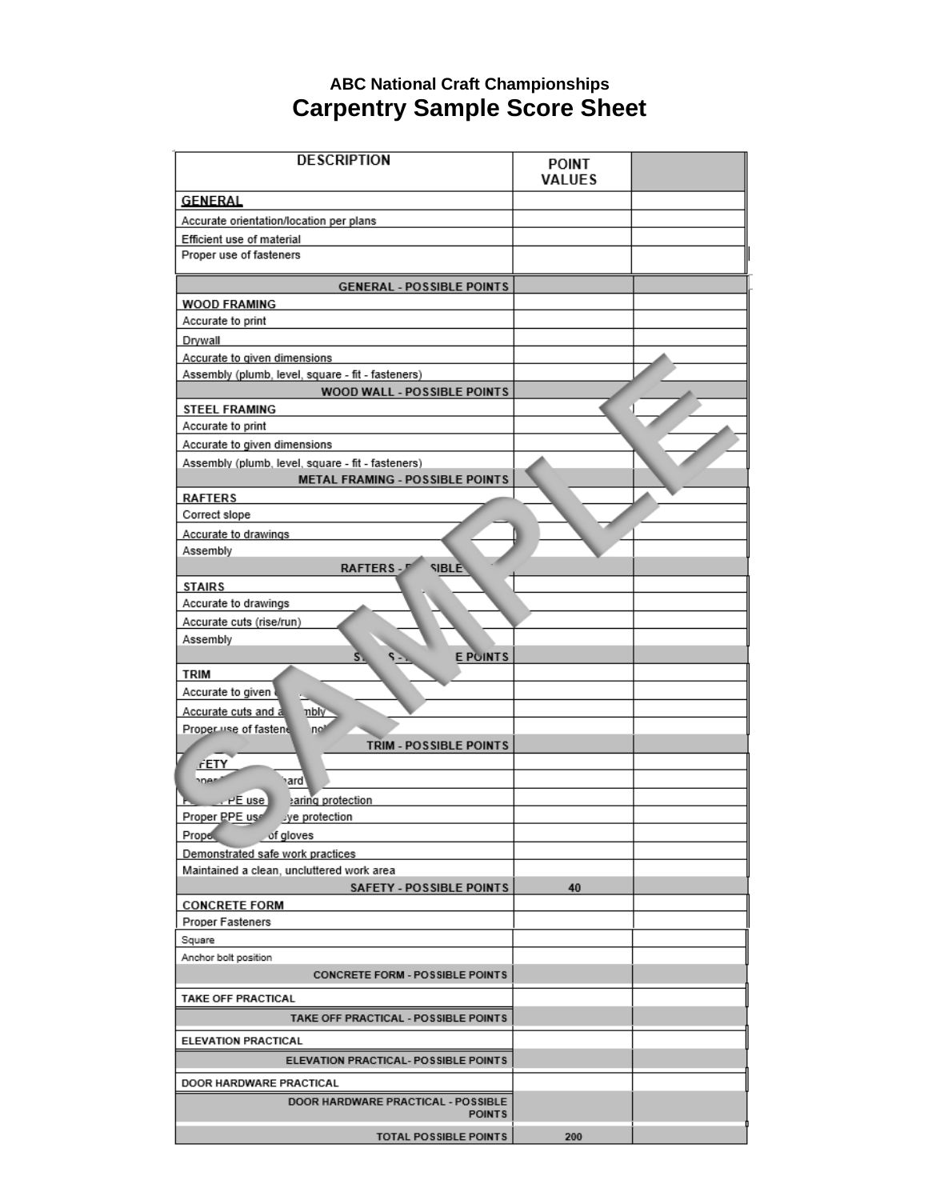## ABC National Craft Championships

# Carpentry Sample Score Sheet

| DESCRIPTION | POINT VALUES | |
|---|---|---|
| **GENERAL** | | |
| Accurate orientation/location per plans | | |
| Efficient use of material | | |
| Proper use of fasteners | | |
| **GENERAL - POSSIBLE POINTS** | | |
| **WOOD FRAMING** | | |
| Accurate to print | | |
| Drywall | | |
| Accurate to given dimensions | | |
| Assembly (plumb, level, square - fit - fasteners) | | |
| **WOOD WALL - POSSIBLE POINTS** | | |
| **STEEL FRAMING** | | |
| Accurate to print | | |
| Accurate to given dimensions | | |
| Assembly (plumb, level, square - fit - fasteners) | | |
| **METAL FRAMING - POSSIBLE POINTS** | | |
| **RAFTERS** | | |
| Correct slope | | |
| Accurate to drawings | | |
| Assembly | | |
| **RAFTERS - POSSIBLE POINTS** | | |
| **STAIRS** | | |
| Accurate to drawings | | |
| Accurate cuts (rise/run) | | |
| Assembly | | |
| **STAIRS - POSSIBLE POINTS** | | |
| **TRIM** | | |
| Accurate to given dimensions | | |
| Accurate cuts and assembly | | |
| Proper use of fasteners (nails) | | |
| **TRIM - POSSIBLE POINTS** | | |
| **SAFETY** | | |
| Proper use of hard hat | | |
| Proper PPE use - hearing protection | | |
| Proper PPE use - eye protection | | |
| Proper use of gloves | | |
| Demonstrated safe work practices | | |
| Maintained a clean, uncluttered work area | | |
| **SAFETY - POSSIBLE POINTS** | 40 | |
| **CONCRETE FORM** | | |
| Proper Fasteners | | |
| Square | | |
| Anchor bolt position | | |
| **CONCRETE FORM - POSSIBLE POINTS** | | |
| **TAKE OFF PRACTICAL** | | |
| **TAKE OFF PRACTICAL - POSSIBLE POINTS** | | |
| **ELEVATION PRACTICAL** | | |
| **ELEVATION PRACTICAL- POSSIBLE POINTS** | | |
| **DOOR HARDWARE PRACTICAL** | | |
| **DOOR HARDWARE PRACTICAL - POSSIBLE POINTS** | | |
| **TOTAL POSSIBLE POINTS** | 200 | |